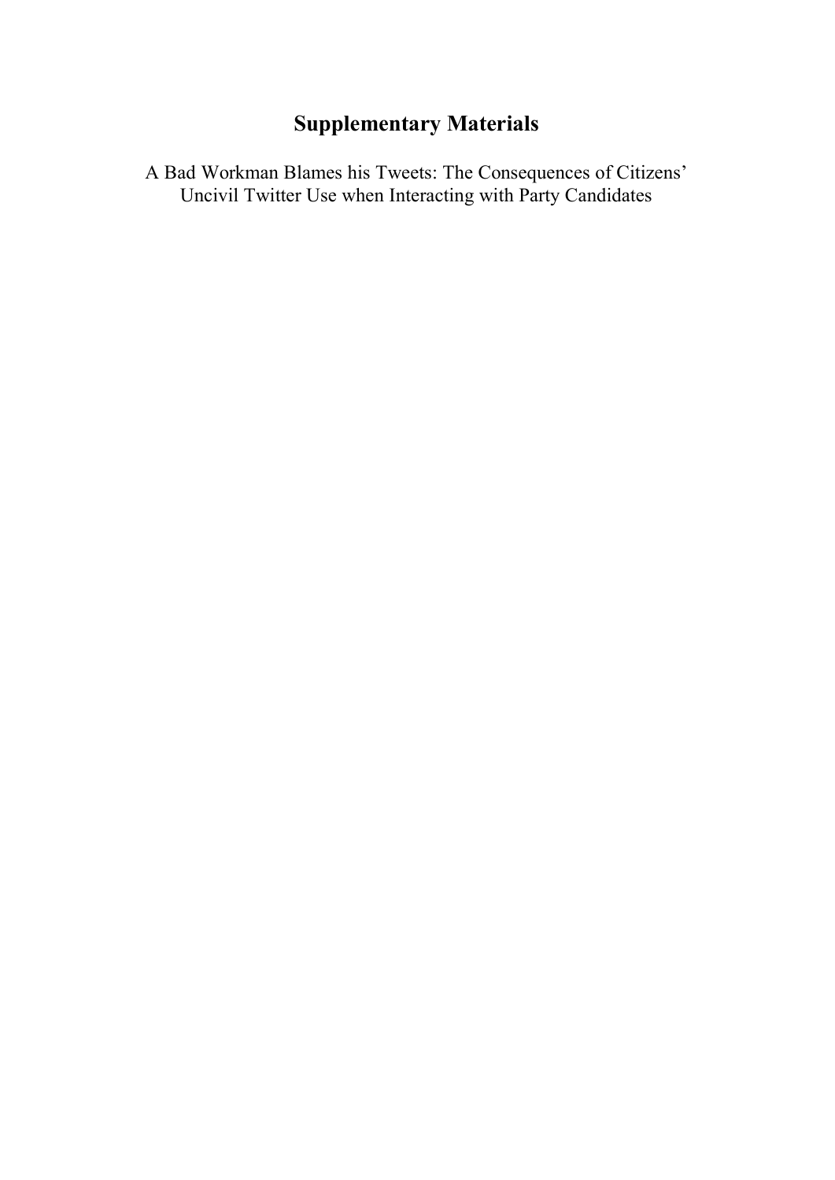# Supplementary Materials

A Bad Workman Blames his Tweets: The Consequences of Citizens' Uncivil Twitter Use when Interacting with Party Candidates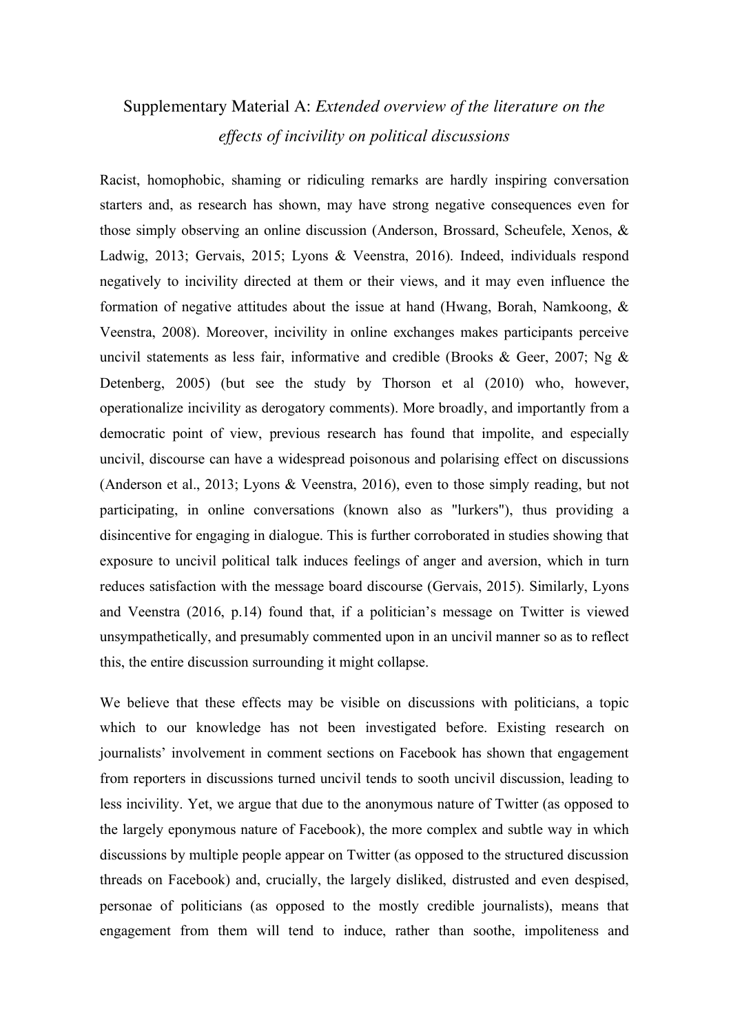Supplementary Material A: *Extended overview of the literature on the effects of incivility on political discussions*

Racist, homophobic, shaming or ridiculing remarks are hardly inspiring conversation starters and, as research has shown, may have strong negative consequences even for those simply observing an online discussion (Anderson, Brossard, Scheufele, Xenos, & Ladwig, 2013; Gervais, 2015; Lyons & Veenstra, 2016). Indeed, individuals respond negatively to incivility directed at them or their views, and it may even influence the formation of negative attitudes about the issue at hand (Hwang, Borah, Namkoong, & Veenstra, 2008). Moreover, incivility in online exchanges makes participants perceive uncivil statements as less fair, informative and credible (Brooks & Geer, 2007; Ng & Detenberg, 2005) (but see the study by Thorson et al (2010) who, however, operationalize incivility as derogatory comments). More broadly, and importantly from a democratic point of view, previous research has found that impolite, and especially uncivil, discourse can have a widespread poisonous and polarising effect on discussions (Anderson et al., 2013; Lyons & Veenstra, 2016), even to those simply reading, but not participating, in online conversations (known also as "lurkers"), thus providing a disincentive for engaging in dialogue. This is further corroborated in studies showing that exposure to uncivil political talk induces feelings of anger and aversion, which in turn reduces satisfaction with the message board discourse (Gervais, 2015). Similarly, Lyons and Veenstra (2016, p.14) found that, if a politician's message on Twitter is viewed unsympathetically, and presumably commented upon in an uncivil manner so as to reflect this, the entire discussion surrounding it might collapse.

We believe that these effects may be visible on discussions with politicians, a topic which to our knowledge has not been investigated before. Existing research on journalists' involvement in comment sections on Facebook has shown that engagement from reporters in discussions turned uncivil tends to sooth uncivil discussion, leading to less incivility. Yet, we argue that due to the anonymous nature of Twitter (as opposed to the largely eponymous nature of Facebook), the more complex and subtle way in which discussions by multiple people appear on Twitter (as opposed to the structured discussion threads on Facebook) and, crucially, the largely disliked, distrusted and even despised, personae of politicians (as opposed to the mostly credible journalists), means that engagement from them will tend to induce, rather than soothe, impoliteness and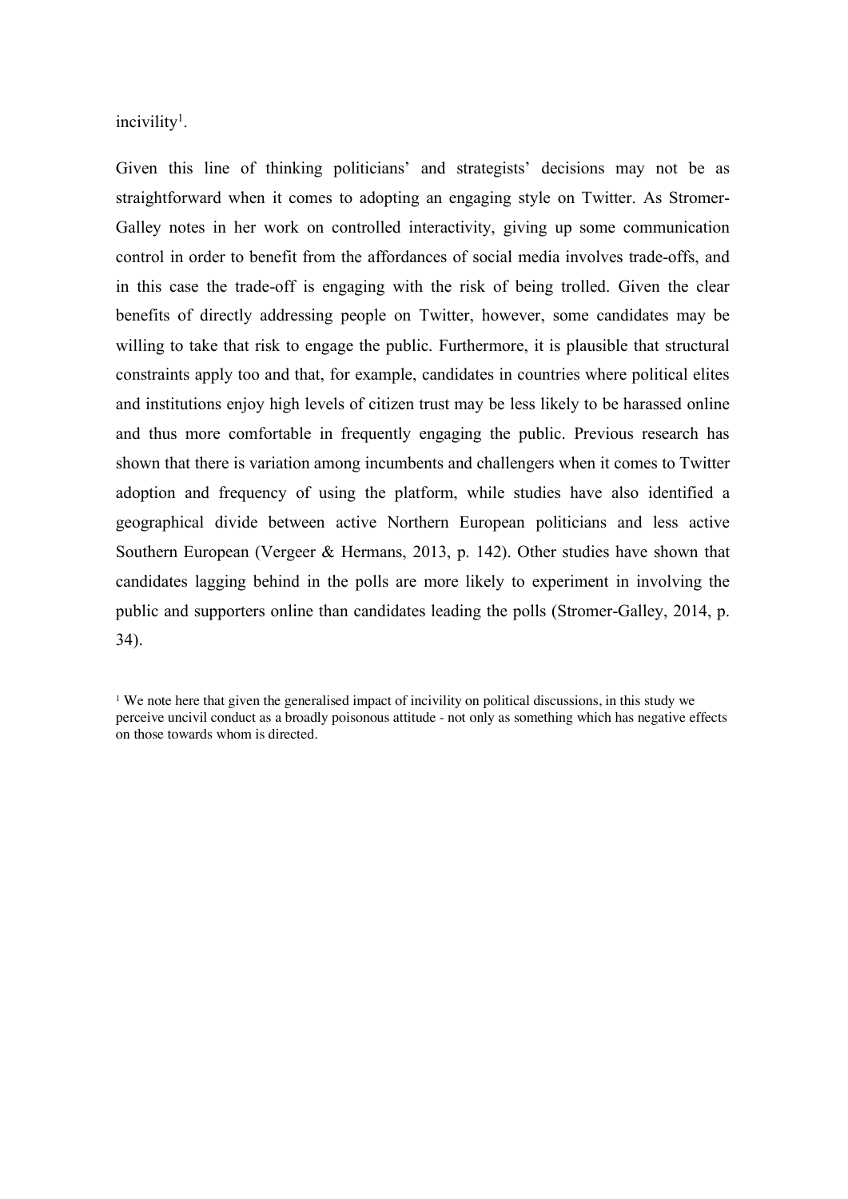incivility[1].

Given this line of thinking politicians' and strategists' decisions may not be as straightforward when it comes to adopting an engaging style on Twitter. As Stromer-Galley notes in her work on controlled interactivity, giving up some communication control in order to benefit from the affordances of social media involves trade-offs, and in this case the trade-off is engaging with the risk of being trolled. Given the clear benefits of directly addressing people on Twitter, however, some candidates may be willing to take that risk to engage the public. Furthermore, it is plausible that structural constraints apply too and that, for example, candidates in countries where political elites and institutions enjoy high levels of citizen trust may be less likely to be harassed online and thus more comfortable in frequently engaging the public. Previous research has shown that there is variation among incumbents and challengers when it comes to Twitter adoption and frequency of using the platform, while studies have also identified a geographical divide between active Northern European politicians and less active Southern European (Vergeer & Hermans, 2013, p. 142). Other studies have shown that candidates lagging behind in the polls are more likely to experiment in involving the public and supporters online than candidates leading the polls (Stromer-Galley, 2014, p. 34).

[1] We note here that given the generalised impact of incivility on political discussions, in this study we perceive uncivil conduct as a broadly poisonous attitude - not only as something which has negative effects on those towards whom is directed.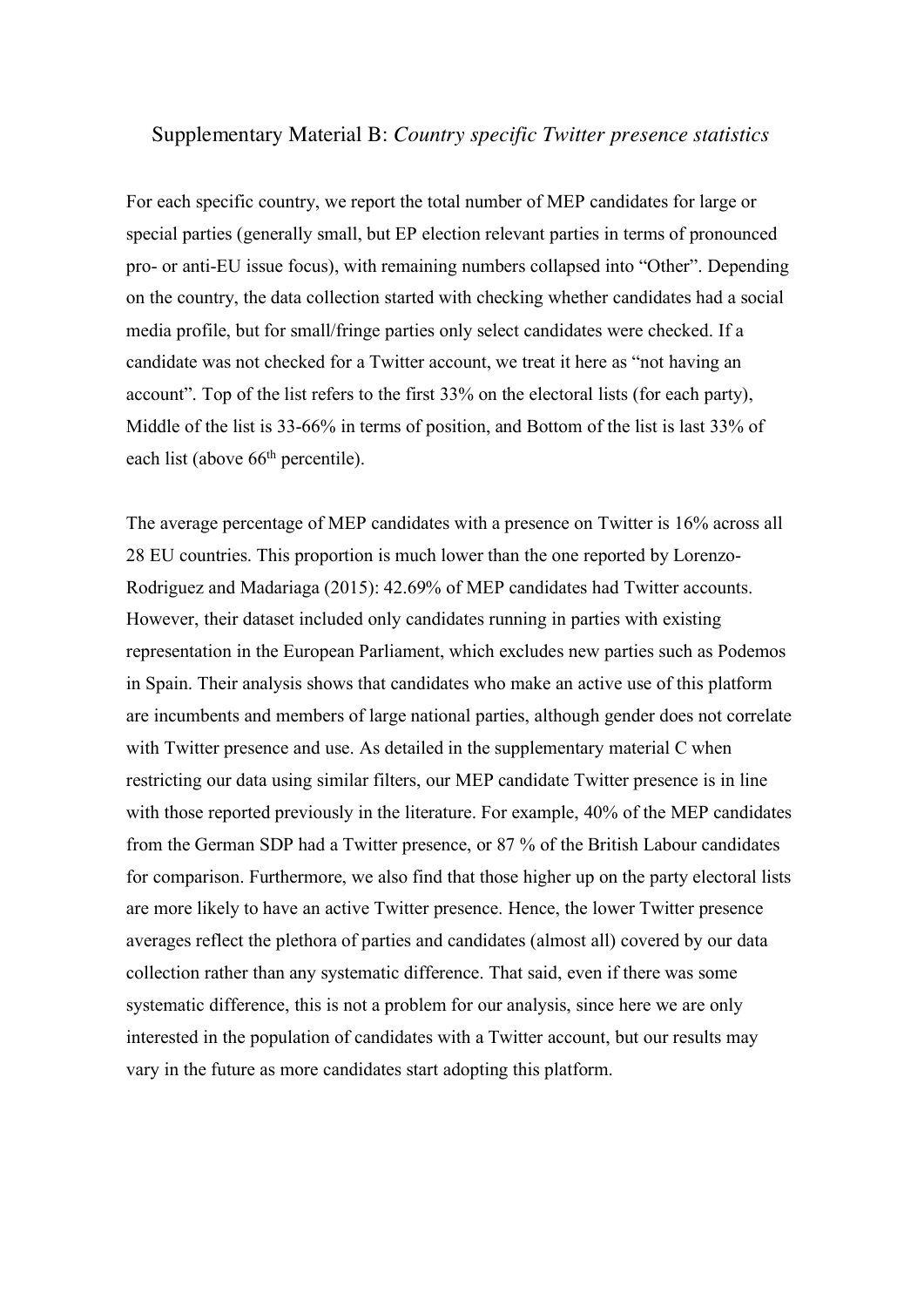## Supplementary Material B: *Country specific Twitter presence statistics*

For each specific country, we report the total number of MEP candidates for large or special parties (generally small, but EP election relevant parties in terms of pronounced pro- or anti-EU issue focus), with remaining numbers collapsed into "Other". Depending on the country, the data collection started with checking whether candidates had a social media profile, but for small/fringe parties only select candidates were checked. If a candidate was not checked for a Twitter account, we treat it here as "not having an account". Top of the list refers to the first 33% on the electoral lists (for each party), Middle of the list is 33-66% in terms of position, and Bottom of the list is last 33% of each list (above 66th percentile).

The average percentage of MEP candidates with a presence on Twitter is 16% across all 28 EU countries. This proportion is much lower than the one reported by Lorenzo-Rodriguez and Madariaga (2015): 42.69% of MEP candidates had Twitter accounts. However, their dataset included only candidates running in parties with existing representation in the European Parliament, which excludes new parties such as Podemos in Spain. Their analysis shows that candidates who make an active use of this platform are incumbents and members of large national parties, although gender does not correlate with Twitter presence and use. As detailed in the supplementary material C when restricting our data using similar filters, our MEP candidate Twitter presence is in line with those reported previously in the literature. For example, 40% of the MEP candidates from the German SDP had a Twitter presence, or 87 % of the British Labour candidates for comparison. Furthermore, we also find that those higher up on the party electoral lists are more likely to have an active Twitter presence. Hence, the lower Twitter presence averages reflect the plethora of parties and candidates (almost all) covered by our data collection rather than any systematic difference. That said, even if there was some systematic difference, this is not a problem for our analysis, since here we are only interested in the population of candidates with a Twitter account, but our results may vary in the future as more candidates start adopting this platform.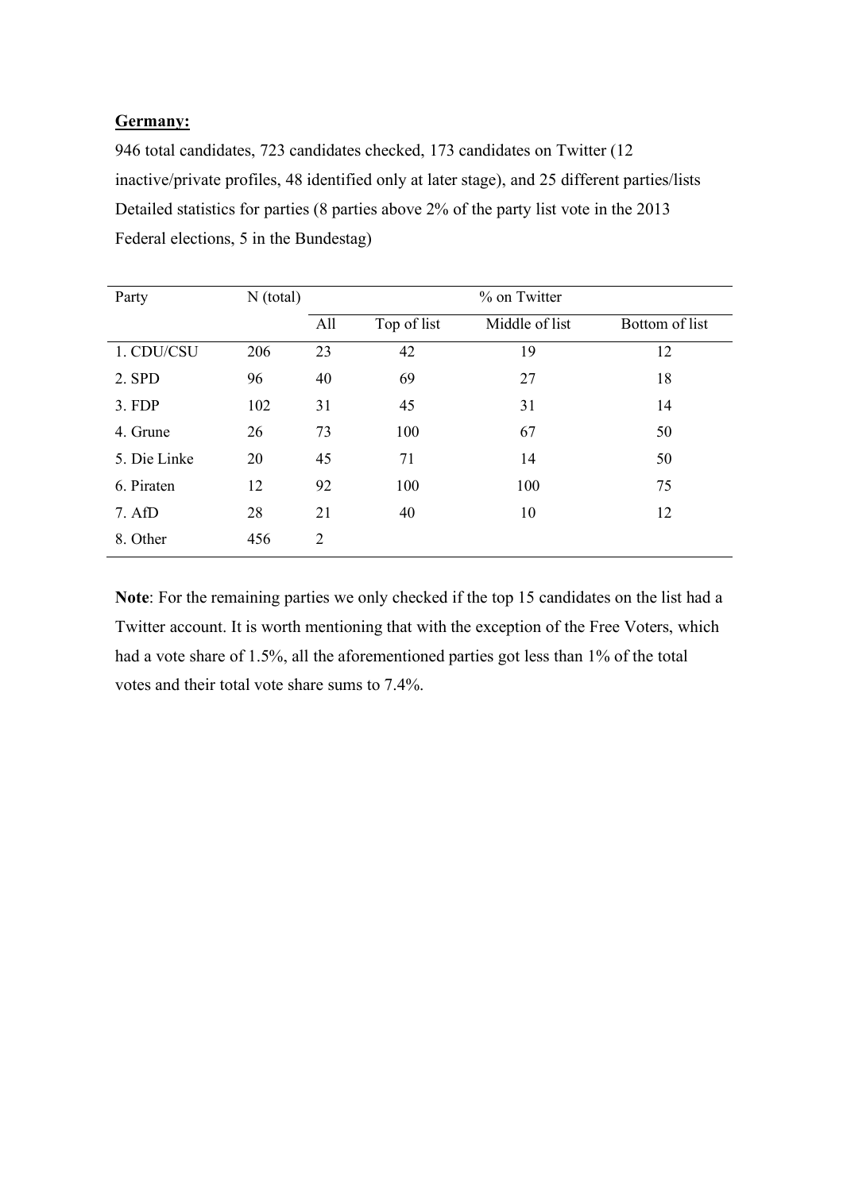**Germany:**

946 total candidates, 723 candidates checked, 173 candidates on Twitter (12 inactive/private profiles, 48 identified only at later stage), and 25 different parties/lists

Detailed statistics for parties (8 parties above 2% of the party list vote in the 2013 Federal elections, 5 in the Bundestag)

| Party | N (total) | % on Twitter | | | |
|---|---|---|---|---|---|
| | | All | Top of list | Middle of list | Bottom of list |
| 1. CDU/CSU | 206 | 23 | 42 | 19 | 12 |
| 2. SPD | 96 | 40 | 69 | 27 | 18 |
| 3. FDP | 102 | 31 | 45 | 31 | 14 |
| 4. Grune | 26 | 73 | 100 | 67 | 50 |
| 5. Die Linke | 20 | 45 | 71 | 14 | 50 |
| 6. Piraten | 12 | 92 | 100 | 100 | 75 |
| 7. AfD | 28 | 21 | 40 | 10 | 12 |
| 8. Other | 456 | 2 | | | |

**Note**: For the remaining parties we only checked if the top 15 candidates on the list had a Twitter account. It is worth mentioning that with the exception of the Free Voters, which had a vote share of 1.5%, all the aforementioned parties got less than 1% of the total votes and their total vote share sums to 7.4%.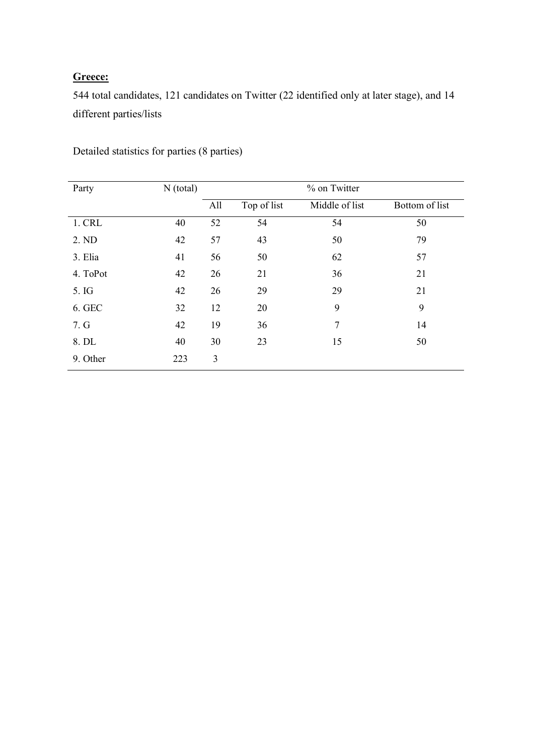**Greece:**

544 total candidates, 121 candidates on Twitter (22 identified only at later stage), and 14 different parties/lists

Detailed statistics for parties (8 parties)

| Party | N (total) | % on Twitter | | | |
|---|---|---|---|---|---|
| | | All | Top of list | Middle of list | Bottom of list |
| 1. CRL | 40 | 52 | 54 | 54 | 50 |
| 2. ND | 42 | 57 | 43 | 50 | 79 |
| 3. Elia | 41 | 56 | 50 | 62 | 57 |
| 4. ToPot | 42 | 26 | 21 | 36 | 21 |
| 5. IG | 42 | 26 | 29 | 29 | 21 |
| 6. GEC | 32 | 12 | 20 | 9 | 9 |
| 7. G | 42 | 19 | 36 | 7 | 14 |
| 8. DL | 40 | 30 | 23 | 15 | 50 |
| 9. Other | 223 | 3 | | | |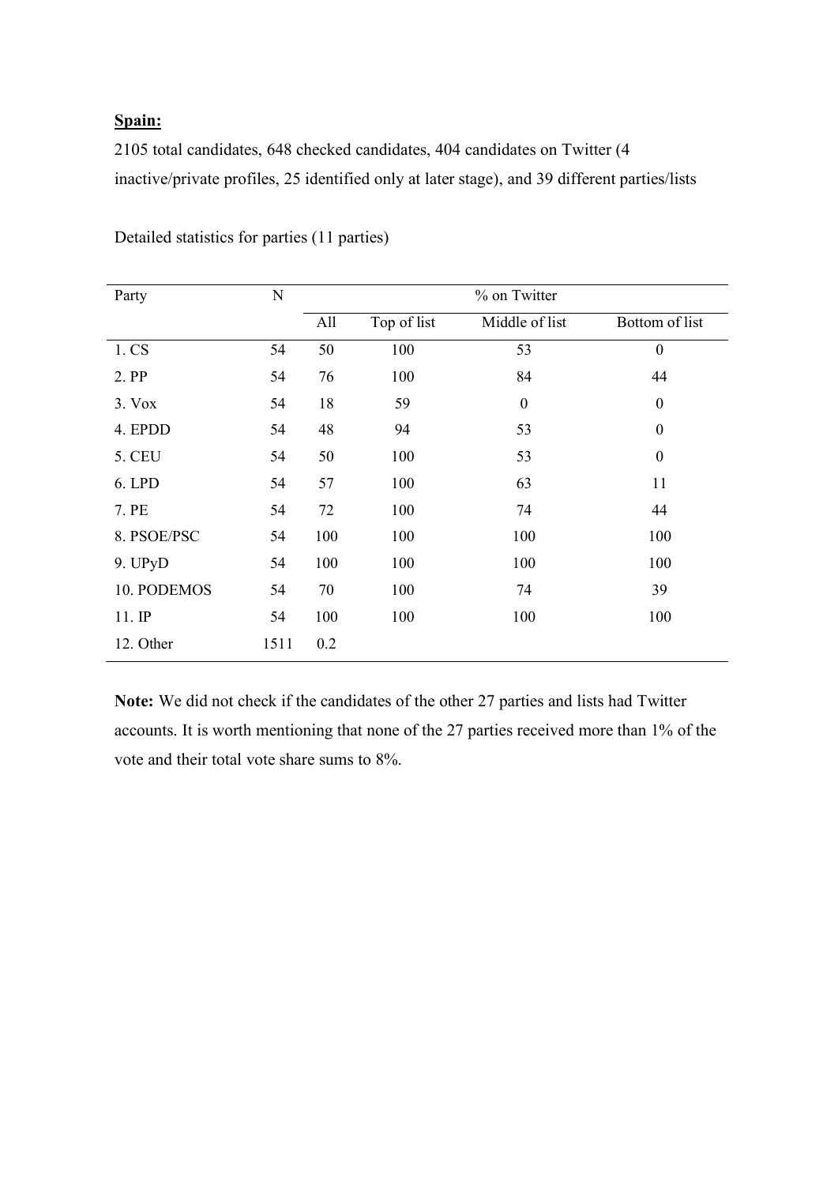**Spain:**

2105 total candidates, 648 checked candidates, 404 candidates on Twitter (4 inactive/private profiles, 25 identified only at later stage), and 39 different parties/lists

Detailed statistics for parties (11 parties)

| Party | N | % on Twitter | | | |
|---|---|---|---|---|---|
| | | All | Top of list | Middle of list | Bottom of list |
| 1. CS | 54 | 50 | 100 | 53 | 0 |
| 2. PP | 54 | 76 | 100 | 84 | 44 |
| 3. Vox | 54 | 18 | 59 | 0 | 0 |
| 4. EPDD | 54 | 48 | 94 | 53 | 0 |
| 5. CEU | 54 | 50 | 100 | 53 | 0 |
| 6. LPD | 54 | 57 | 100 | 63 | 11 |
| 7. PE | 54 | 72 | 100 | 74 | 44 |
| 8. PSOE/PSC | 54 | 100 | 100 | 100 | 100 |
| 9. UPyD | 54 | 100 | 100 | 100 | 100 |
| 10. PODEMOS | 54 | 70 | 100 | 74 | 39 |
| 11. IP | 54 | 100 | 100 | 100 | 100 |
| 12. Other | 1511 | 0.2 | | | |

**Note:** We did not check if the candidates of the other 27 parties and lists had Twitter accounts. It is worth mentioning that none of the 27 parties received more than 1% of the vote and their total vote share sums to 8%.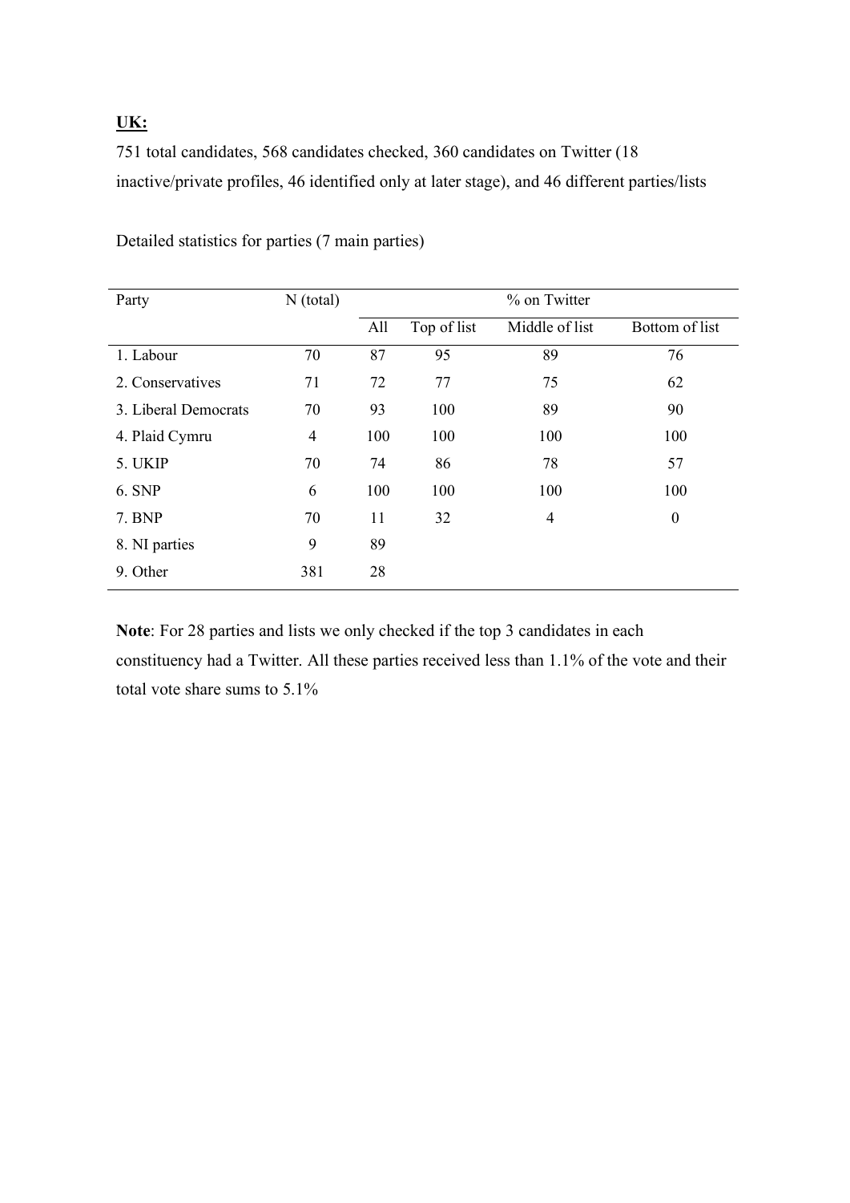**UK:**

751 total candidates, 568 candidates checked, 360 candidates on Twitter (18 inactive/private profiles, 46 identified only at later stage), and 46 different parties/lists

Detailed statistics for parties (7 main parties)

| Party | N (total) | % on Twitter | | | |
|---|---|---|---|---|---|
| | | All | Top of list | Middle of list | Bottom of list |
| 1. Labour | 70 | 87 | 95 | 89 | 76 |
| 2. Conservatives | 71 | 72 | 77 | 75 | 62 |
| 3. Liberal Democrats | 70 | 93 | 100 | 89 | 90 |
| 4. Plaid Cymru | 4 | 100 | 100 | 100 | 100 |
| 5. UKIP | 70 | 74 | 86 | 78 | 57 |
| 6. SNP | 6 | 100 | 100 | 100 | 100 |
| 7. BNP | 70 | 11 | 32 | 4 | 0 |
| 8. NI parties | 9 | 89 | | | |
| 9. Other | 381 | 28 | | | |

**Note**: For 28 parties and lists we only checked if the top 3 candidates in each constituency had a Twitter. All these parties received less than 1.1% of the vote and their total vote share sums to 5.1%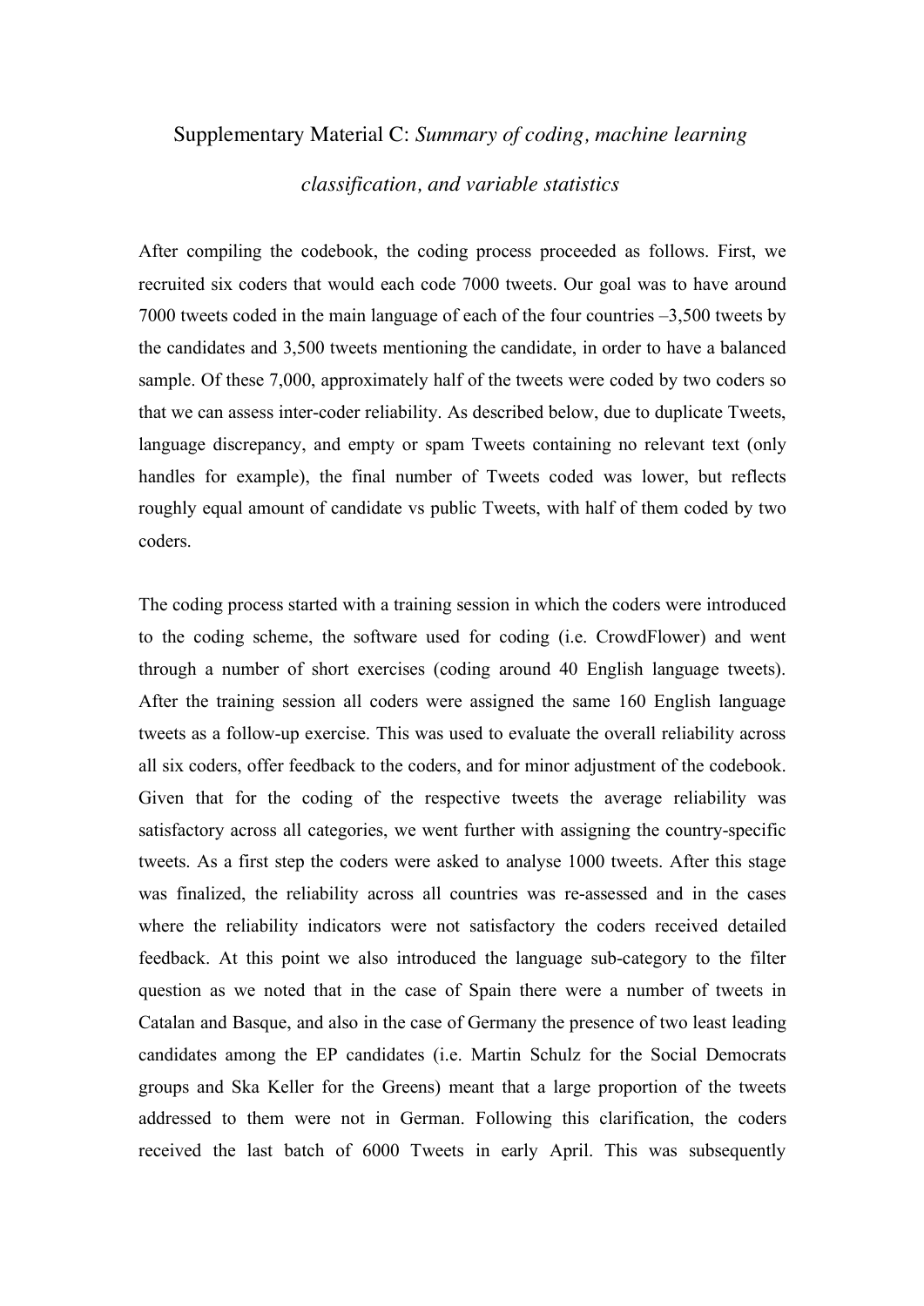# Supplementary Material C: *Summary of coding, machine learning classification, and variable statistics*

After compiling the codebook, the coding process proceeded as follows. First, we recruited six coders that would each code 7000 tweets. Our goal was to have around 7000 tweets coded in the main language of each of the four countries –3,500 tweets by the candidates and 3,500 tweets mentioning the candidate, in order to have a balanced sample. Of these 7,000, approximately half of the tweets were coded by two coders so that we can assess inter-coder reliability. As described below, due to duplicate Tweets, language discrepancy, and empty or spam Tweets containing no relevant text (only handles for example), the final number of Tweets coded was lower, but reflects roughly equal amount of candidate vs public Tweets, with half of them coded by two coders.

The coding process started with a training session in which the coders were introduced to the coding scheme, the software used for coding (i.e. CrowdFlower) and went through a number of short exercises (coding around 40 English language tweets). After the training session all coders were assigned the same 160 English language tweets as a follow-up exercise. This was used to evaluate the overall reliability across all six coders, offer feedback to the coders, and for minor adjustment of the codebook. Given that for the coding of the respective tweets the average reliability was satisfactory across all categories, we went further with assigning the country-specific tweets. As a first step the coders were asked to analyse 1000 tweets. After this stage was finalized, the reliability across all countries was re-assessed and in the cases where the reliability indicators were not satisfactory the coders received detailed feedback. At this point we also introduced the language sub-category to the filter question as we noted that in the case of Spain there were a number of tweets in Catalan and Basque, and also in the case of Germany the presence of two least leading candidates among the EP candidates (i.e. Martin Schulz for the Social Democrats groups and Ska Keller for the Greens) meant that a large proportion of the tweets addressed to them were not in German. Following this clarification, the coders received the last batch of 6000 Tweets in early April. This was subsequently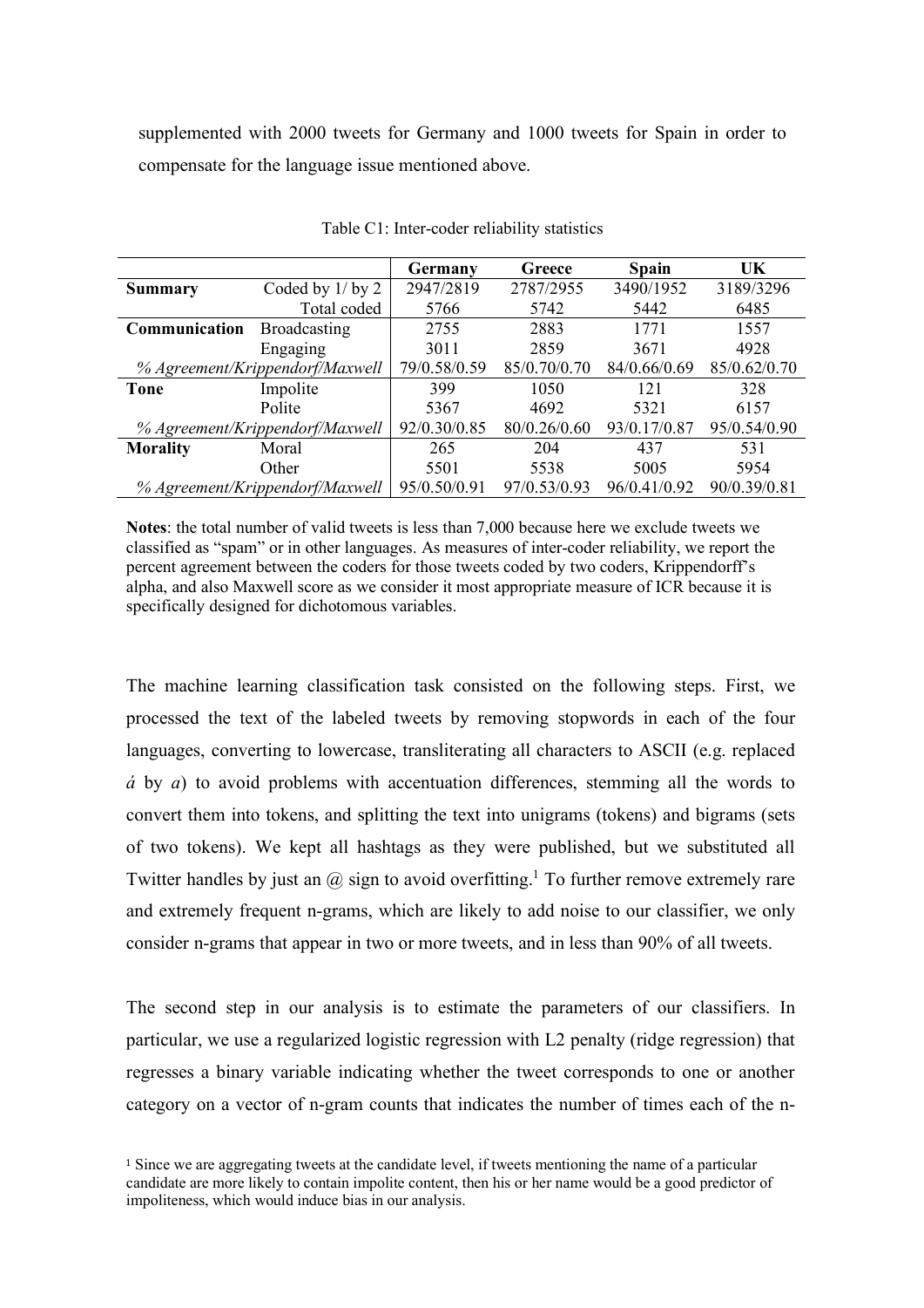supplemented with 2000 tweets for Germany and 1000 tweets for Spain in order to compensate for the language issue mentioned above.

Table C1: Inter-coder reliability statistics

| | | Germany | Greece | Spain | UK |
|---|---|---|---|---|---|
| **Summary** | Coded by 1/ by 2 | 2947/2819 | 2787/2955 | 3490/1952 | 3189/3296 |
| | Total coded | 5766 | 5742 | 5442 | 6485 |
| **Communication** | Broadcasting | 2755 | 2883 | 1771 | 1557 |
| | Engaging | 3011 | 2859 | 3671 | 4928 |
| *% Agreement/Krippendorf/Maxwell* | | 79/0.58/0.59 | 85/0.70/0.70 | 84/0.66/0.69 | 85/0.62/0.70 |
| **Tone** | Impolite | 399 | 1050 | 121 | 328 |
| | Polite | 5367 | 4692 | 5321 | 6157 |
| *% Agreement/Krippendorf/Maxwell* | | 92/0.30/0.85 | 80/0.26/0.60 | 93/0.17/0.87 | 95/0.54/0.90 |
| **Morality** | Moral | 265 | 204 | 437 | 531 |
| | Other | 5501 | 5538 | 5005 | 5954 |
| *% Agreement/Krippendorf/Maxwell* | | 95/0.50/0.91 | 97/0.53/0.93 | 96/0.41/0.92 | 90/0.39/0.81 |

**Notes**: the total number of valid tweets is less than 7,000 because here we exclude tweets we classified as "spam" or in other languages. As measures of inter-coder reliability, we report the percent agreement between the coders for those tweets coded by two coders, Krippendorff's alpha, and also Maxwell score as we consider it most appropriate measure of ICR because it is specifically designed for dichotomous variables.

The machine learning classification task consisted on the following steps. First, we processed the text of the labeled tweets by removing stopwords in each of the four languages, converting to lowercase, transliterating all characters to ASCII (e.g. replaced *á* by *a*) to avoid problems with accentuation differences, stemming all the words to convert them into tokens, and splitting the text into unigrams (tokens) and bigrams (sets of two tokens). We kept all hashtags as they were published, but we substituted all Twitter handles by just an @ sign to avoid overfitting.[1] To further remove extremely rare and extremely frequent n-grams, which are likely to add noise to our classifier, we only consider n-grams that appear in two or more tweets, and in less than 90% of all tweets.

The second step in our analysis is to estimate the parameters of our classifiers. In particular, we use a regularized logistic regression with L2 penalty (ridge regression) that regresses a binary variable indicating whether the tweet corresponds to one or another category on a vector of n-gram counts that indicates the number of times each of the n-

[1] Since we are aggregating tweets at the candidate level, if tweets mentioning the name of a particular candidate are more likely to contain impolite content, then his or her name would be a good predictor of impoliteness, which would induce bias in our analysis.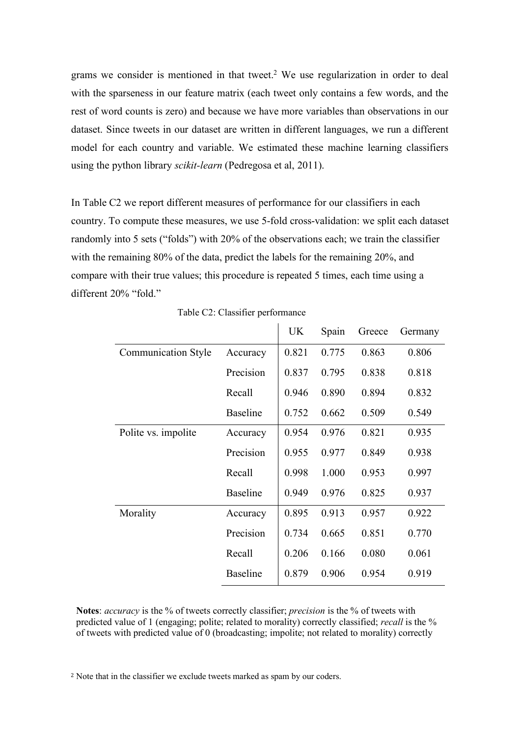grams we consider is mentioned in that tweet.[2] We use regularization in order to deal with the sparseness in our feature matrix (each tweet only contains a few words, and the rest of word counts is zero) and because we have more variables than observations in our dataset. Since tweets in our dataset are written in different languages, we run a different model for each country and variable. We estimated these machine learning classifiers using the python library *scikit-learn* (Pedregosa et al, 2011).

In Table C2 we report different measures of performance for our classifiers in each country. To compute these measures, we use 5-fold cross-validation: we split each dataset randomly into 5 sets ("folds") with 20% of the observations each; we train the classifier with the remaining 80% of the data, predict the labels for the remaining 20%, and compare with their true values; this procedure is repeated 5 times, each time using a different 20% "fold."

Table C2: Classifier performance

| | | UK | Spain | Greece | Germany |
|---|---|---|---|---|---|
| Communication Style | Accuracy | 0.821 | 0.775 | 0.863 | 0.806 |
| | Precision | 0.837 | 0.795 | 0.838 | 0.818 |
| | Recall | 0.946 | 0.890 | 0.894 | 0.832 |
| | Baseline | 0.752 | 0.662 | 0.509 | 0.549 |
| Polite vs. impolite | Accuracy | 0.954 | 0.976 | 0.821 | 0.935 |
| | Precision | 0.955 | 0.977 | 0.849 | 0.938 |
| | Recall | 0.998 | 1.000 | 0.953 | 0.997 |
| | Baseline | 0.949 | 0.976 | 0.825 | 0.937 |
| Morality | Accuracy | 0.895 | 0.913 | 0.957 | 0.922 |
| | Precision | 0.734 | 0.665 | 0.851 | 0.770 |
| | Recall | 0.206 | 0.166 | 0.080 | 0.061 |
| | Baseline | 0.879 | 0.906 | 0.954 | 0.919 |

**Notes**: *accuracy* is the % of tweets correctly classifier; *precision* is the % of tweets with predicted value of 1 (engaging; polite; related to morality) correctly classified; *recall* is the % of tweets with predicted value of 0 (broadcasting; impolite; not related to morality) correctly

[2] Note that in the classifier we exclude tweets marked as spam by our coders.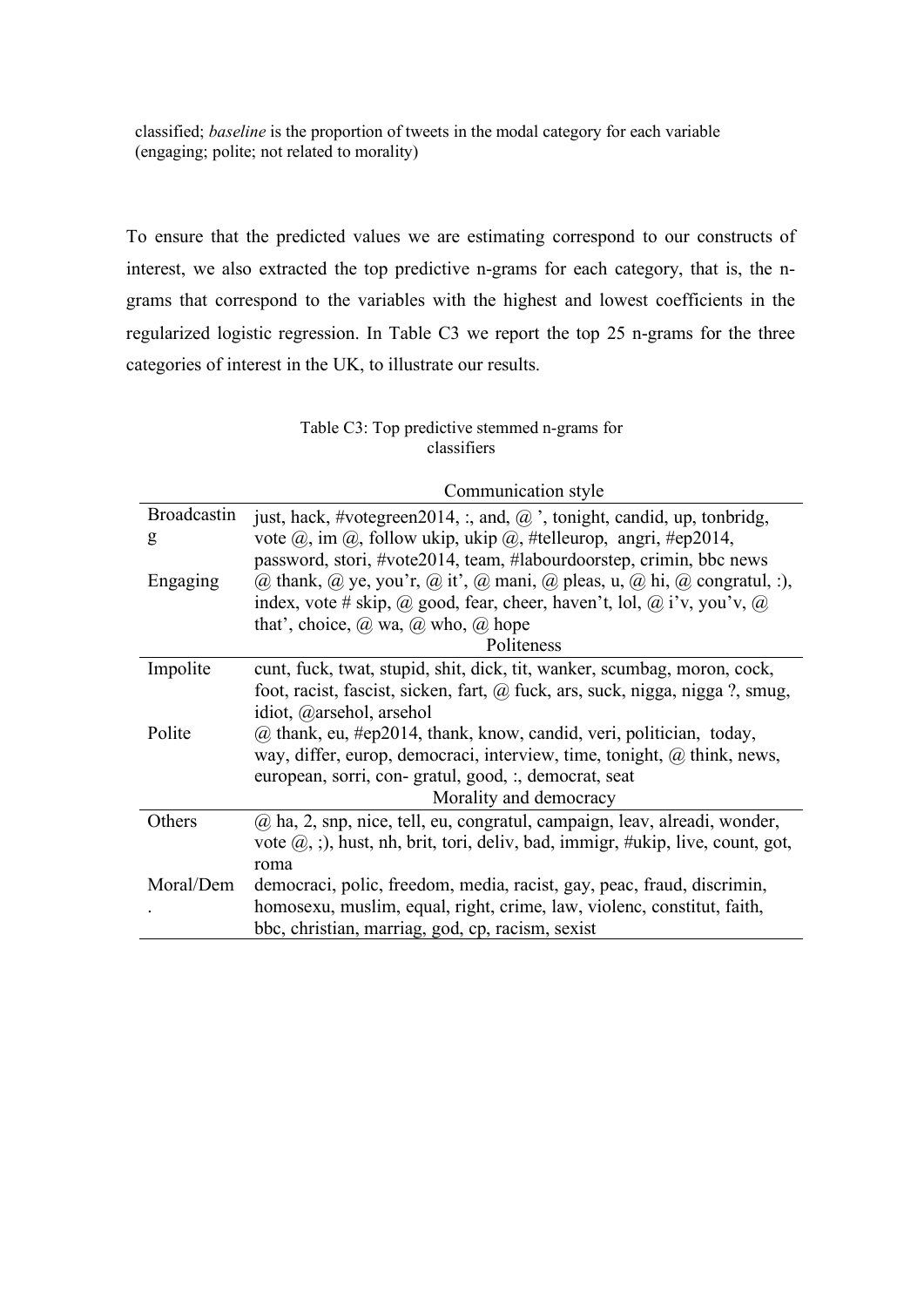classified; *baseline* is the proportion of tweets in the modal category for each variable (engaging; polite; not related to morality)

To ensure that the predicted values we are estimating correspond to our constructs of interest, we also extracted the top predictive n-grams for each category, that is, the n-grams that correspond to the variables with the highest and lowest coefficients in the regularized logistic regression. In Table C3 we report the top 25 n-grams for the three categories of interest in the UK, to illustrate our results.

Table C3: Top predictive stemmed n-grams for classifiers

| | Communication style |
|---|---|
| Broadcasting | just, hack, #votegreen2014, :, and, @ ', tonight, candid, up, tonbridg, vote @, im @, follow ukip, ukip @, #telleurop, angri, #ep2014, password, stori, #vote2014, team, #labourdoorstep, crimin, bbc news |
| Engaging | @ thank, @ ye, you'r, @ it', @ mani, @ pleas, u, @ hi, @ congratul, :), index, vote # skip, @ good, fear, cheer, haven't, lol, @ i'v, you'v, @ that', choice, @ wa, @ who, @ hope |
| | **Politeness** |
| Impolite | cunt, fuck, twat, stupid, shit, dick, tit, wanker, scumbag, moron, cock, foot, racist, fascist, sicken, fart, @ fuck, ars, suck, nigga, nigga ?, smug, idiot, @arsehol, arsehol |
| Polite | @ thank, eu, #ep2014, thank, know, candid, veri, politician, today, way, differ, europ, democraci, interview, time, tonight, @ think, news, european, sorri, con- gratul, good, :, democrat, seat |
| | **Morality and democracy** |
| Others | @ ha, 2, snp, nice, tell, eu, congratul, campaign, leav, alreadi, wonder, vote @, ;), hust, nh, brit, tori, deliv, bad, immigr, #ukip, live, count, got, roma |
| Moral/Dem. | democraci, polic, freedom, media, racist, gay, peac, fraud, discrimin, homosexu, muslim, equal, right, crime, law, violenc, constitut, faith, bbc, christian, marriag, god, cp, racism, sexist |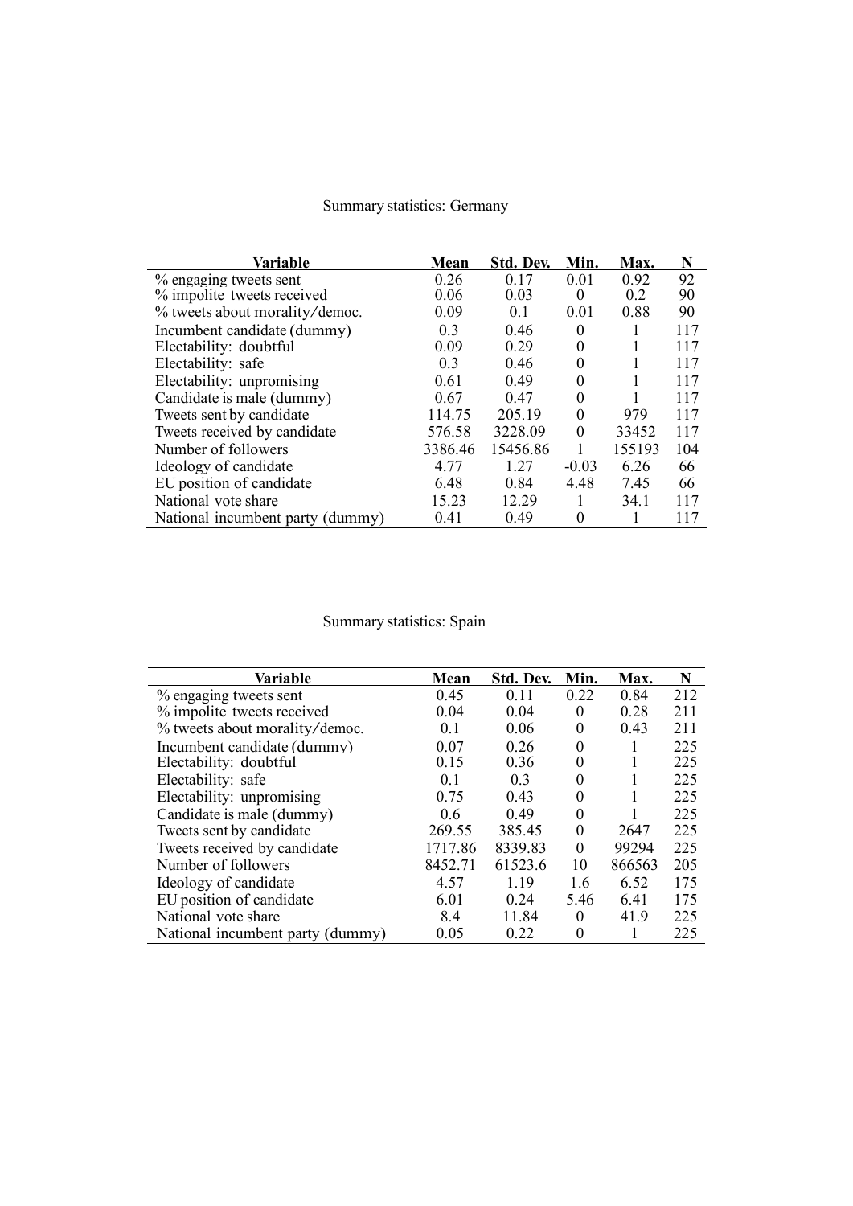Summary statistics: Germany

| Variable | Mean | Std. Dev. | Min. | Max. | N |
|---|---|---|---|---|---|
| % engaging tweets sent | 0.26 | 0.17 | 0.01 | 0.92 | 92 |
| % impolite tweets received | 0.06 | 0.03 | 0 | 0.2 | 90 |
| % tweets about morality/democ. | 0.09 | 0.1 | 0.01 | 0.88 | 90 |
| Incumbent candidate (dummy) | 0.3 | 0.46 | 0 | 1 | 117 |
| Electability: doubtful | 0.09 | 0.29 | 0 | 1 | 117 |
| Electability: safe | 0.3 | 0.46 | 0 | 1 | 117 |
| Electability: unpromising | 0.61 | 0.49 | 0 | 1 | 117 |
| Candidate is male (dummy) | 0.67 | 0.47 | 0 | 1 | 117 |
| Tweets sent by candidate | 114.75 | 205.19 | 0 | 979 | 117 |
| Tweets received by candidate | 576.58 | 3228.09 | 0 | 33452 | 117 |
| Number of followers | 3386.46 | 15456.86 | 1 | 155193 | 104 |
| Ideology of candidate | 4.77 | 1.27 | -0.03 | 6.26 | 66 |
| EU position of candidate | 6.48 | 0.84 | 4.48 | 7.45 | 66 |
| National vote share | 15.23 | 12.29 | 1 | 34.1 | 117 |
| National incumbent party (dummy) | 0.41 | 0.49 | 0 | 1 | 117 |

Summary statistics: Spain

| Variable | Mean | Std. Dev. | Min. | Max. | N |
|---|---|---|---|---|---|
| % engaging tweets sent | 0.45 | 0.11 | 0.22 | 0.84 | 212 |
| % impolite tweets received | 0.04 | 0.04 | 0 | 0.28 | 211 |
| % tweets about morality/democ. | 0.1 | 0.06 | 0 | 0.43 | 211 |
| Incumbent candidate (dummy) | 0.07 | 0.26 | 0 | 1 | 225 |
| Electability: doubtful | 0.15 | 0.36 | 0 | 1 | 225 |
| Electability: safe | 0.1 | 0.3 | 0 | 1 | 225 |
| Electability: unpromising | 0.75 | 0.43 | 0 | 1 | 225 |
| Candidate is male (dummy) | 0.6 | 0.49 | 0 | 1 | 225 |
| Tweets sent by candidate | 269.55 | 385.45 | 0 | 2647 | 225 |
| Tweets received by candidate | 1717.86 | 8339.83 | 0 | 99294 | 225 |
| Number of followers | 8452.71 | 61523.6 | 10 | 866563 | 205 |
| Ideology of candidate | 4.57 | 1.19 | 1.6 | 6.52 | 175 |
| EU position of candidate | 6.01 | 0.24 | 5.46 | 6.41 | 175 |
| National vote share | 8.4 | 11.84 | 0 | 41.9 | 225 |
| National incumbent party (dummy) | 0.05 | 0.22 | 0 | 1 | 225 |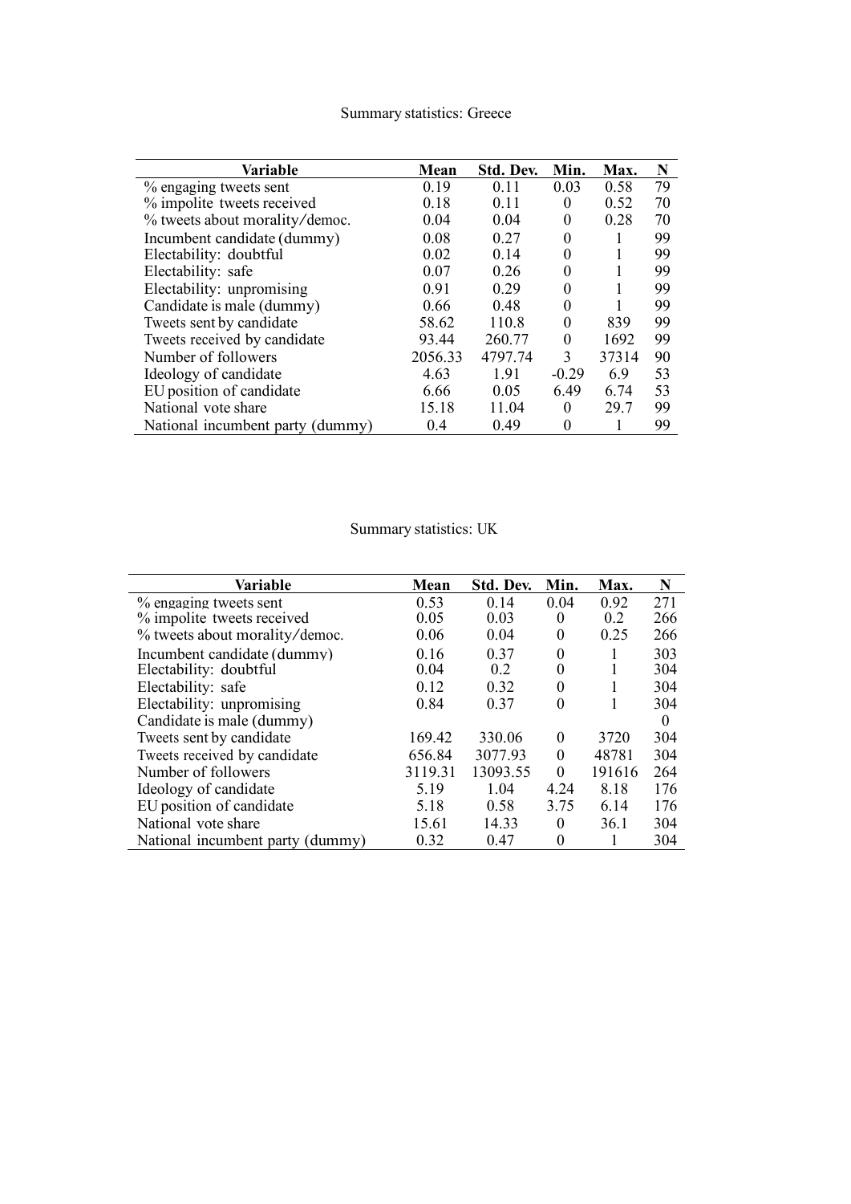Summary statistics: Greece

| Variable | Mean | Std. Dev. | Min. | Max. | N |
|---|---|---|---|---|---|
| % engaging tweets sent | 0.19 | 0.11 | 0.03 | 0.58 | 79 |
| % impolite tweets received | 0.18 | 0.11 | 0 | 0.52 | 70 |
| % tweets about morality/democ. | 0.04 | 0.04 | 0 | 0.28 | 70 |
| Incumbent candidate (dummy) | 0.08 | 0.27 | 0 | 1 | 99 |
| Electability: doubtful | 0.02 | 0.14 | 0 | 1 | 99 |
| Electability: safe | 0.07 | 0.26 | 0 | 1 | 99 |
| Electability: unpromising | 0.91 | 0.29 | 0 | 1 | 99 |
| Candidate is male (dummy) | 0.66 | 0.48 | 0 | 1 | 99 |
| Tweets sent by candidate | 58.62 | 110.8 | 0 | 839 | 99 |
| Tweets received by candidate | 93.44 | 260.77 | 0 | 1692 | 99 |
| Number of followers | 2056.33 | 4797.74 | 3 | 37314 | 90 |
| Ideology of candidate | 4.63 | 1.91 | -0.29 | 6.9 | 53 |
| EU position of candidate | 6.66 | 0.05 | 6.49 | 6.74 | 53 |
| National vote share | 15.18 | 11.04 | 0 | 29.7 | 99 |
| National incumbent party (dummy) | 0.4 | 0.49 | 0 | 1 | 99 |

Summary statistics: UK

| Variable | Mean | Std. Dev. | Min. | Max. | N |
|---|---|---|---|---|---|
| % engaging tweets sent | 0.53 | 0.14 | 0.04 | 0.92 | 271 |
| % impolite tweets received | 0.05 | 0.03 | 0 | 0.2 | 266 |
| % tweets about morality/democ. | 0.06 | 0.04 | 0 | 0.25 | 266 |
| Incumbent candidate (dummy) | 0.16 | 0.37 | 0 | 1 | 303 |
| Electability: doubtful | 0.04 | 0.2 | 0 | 1 | 304 |
| Electability: safe | 0.12 | 0.32 | 0 | 1 | 304 |
| Electability: unpromising | 0.84 | 0.37 | 0 | 1 | 304 |
| Candidate is male (dummy) | | | | | 0 |
| Tweets sent by candidate | 169.42 | 330.06 | 0 | 3720 | 304 |
| Tweets received by candidate | 656.84 | 3077.93 | 0 | 48781 | 304 |
| Number of followers | 3119.31 | 13093.55 | 0 | 191616 | 264 |
| Ideology of candidate | 5.19 | 1.04 | 4.24 | 8.18 | 176 |
| EU position of candidate | 5.18 | 0.58 | 3.75 | 6.14 | 176 |
| National vote share | 15.61 | 14.33 | 0 | 36.1 | 304 |
| National incumbent party (dummy) | 0.32 | 0.47 | 0 | 1 | 304 |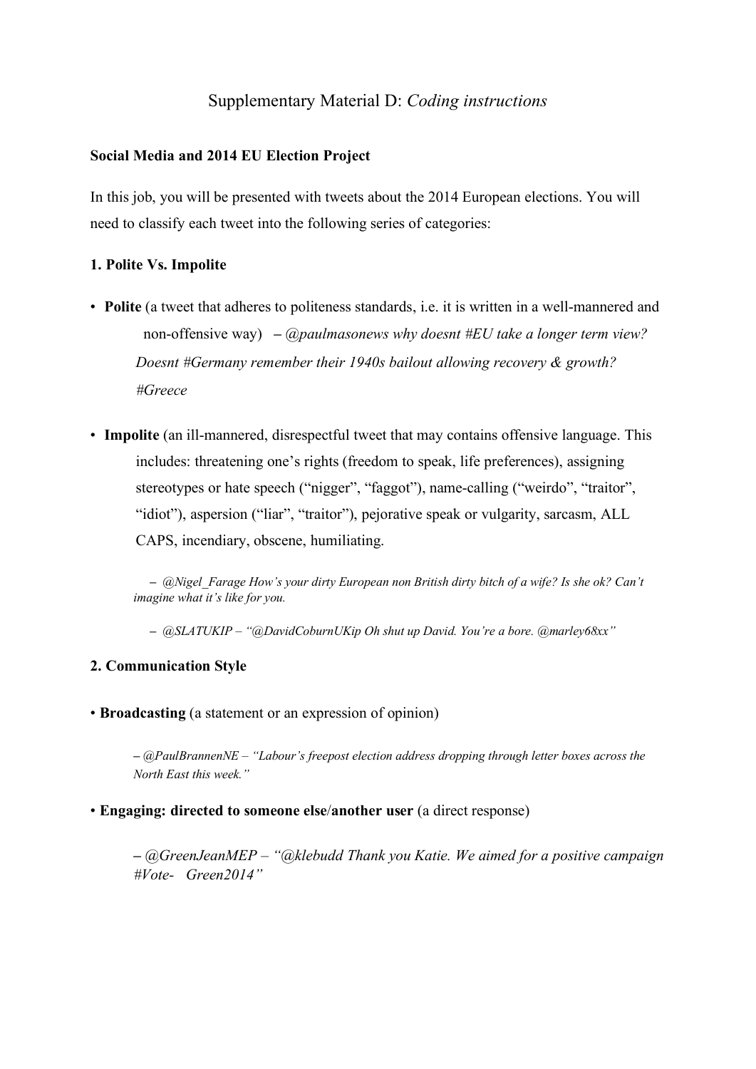# Supplementary Material D: *Coding instructions*

**Social Media and 2014 EU Election Project**

In this job, you will be presented with tweets about the 2014 European elections. You will need to classify each tweet into the following series of categories:

**1. Polite Vs. Impolite**

- **Polite** (a tweet that adheres to politeness standards, i.e. it is written in a well-mannered and non-offensive way) – *@paulmasonews why doesnt #EU take a longer term view? Doesnt #Germany remember their 1940s bailout allowing recovery & growth? #Greece*

- **Impolite** (an ill-mannered, disrespectful tweet that may contains offensive language. This includes: threatening one's rights (freedom to speak, life preferences), assigning stereotypes or hate speech ("nigger", "faggot"), name-calling ("weirdo", "traitor", "idiot"), aspersion ("liar", "traitor"), pejorative speak or vulgarity, sarcasm, ALL CAPS, incendiary, obscene, humiliating.

  – *@Nigel_Farage How's your dirty European non British dirty bitch of a wife? Is she ok? Can't imagine what it's like for you.*

  – *@SLATUKIP – "@DavidCoburnUKip Oh shut up David. You're a bore. @marley68xx"*

**2. Communication Style**

- **Broadcasting** (a statement or an expression of opinion)

  *– @PaulBrannenNE – "Labour's freepost election address dropping through letter boxes across the North East this week."*

- **Engaging: directed to someone else/another user** (a direct response)

  *– @GreenJeanMEP – "@klebudd Thank you Katie. We aimed for a positive campaign #Vote- Green2014"*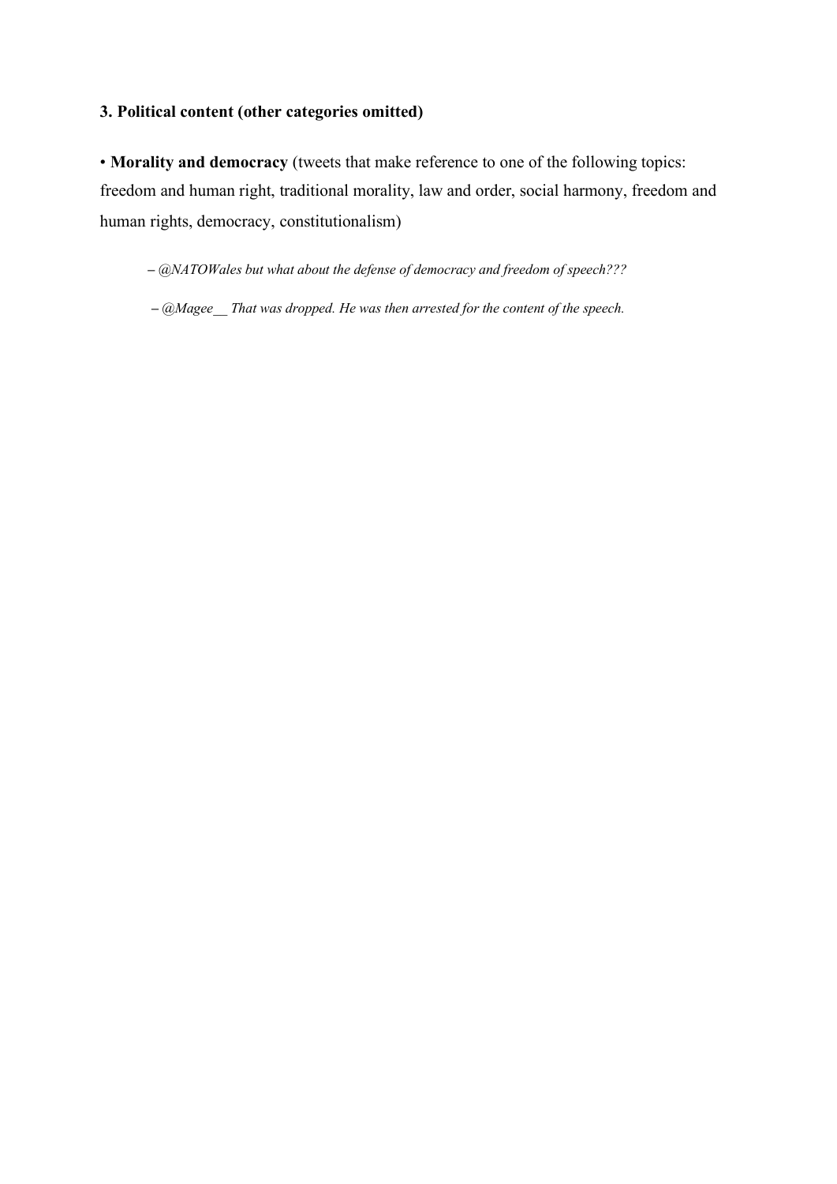**3. Political content (other categories omitted)**

• **Morality and democracy** (tweets that make reference to one of the following topics: freedom and human right, traditional morality, law and order, social harmony, freedom and human rights, democracy, constitutionalism)

– *@NATOWales but what about the defense of democracy and freedom of speech???*

– *@Magee__ That was dropped. He was then arrested for the content of the speech.*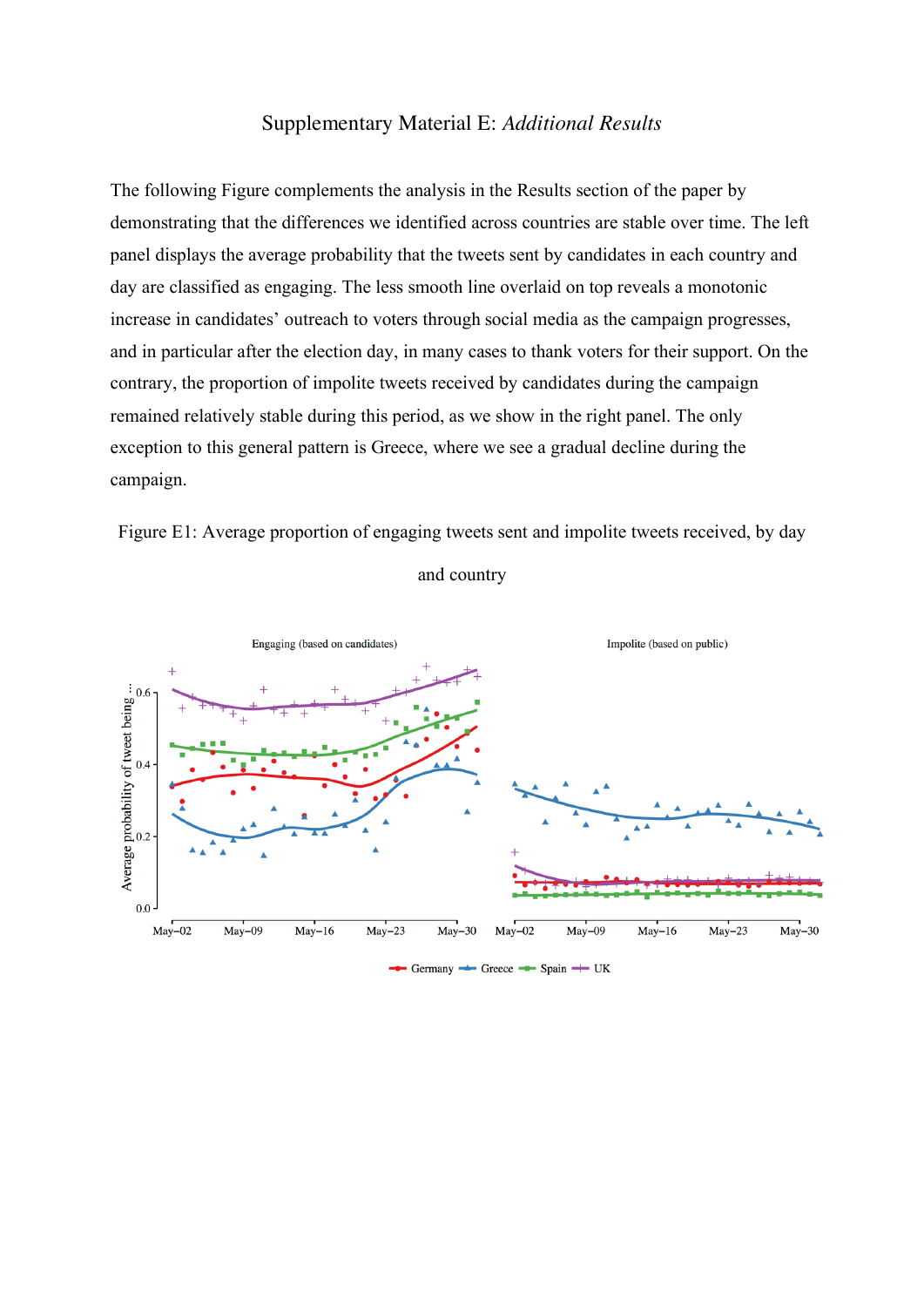# Supplementary Material E: *Additional Results*

The following Figure complements the analysis in the Results section of the paper by demonstrating that the differences we identified across countries are stable over time. The left panel displays the average probability that the tweets sent by candidates in each country and day are classified as engaging. The less smooth line overlaid on top reveals a monotonic increase in candidates' outreach to voters through social media as the campaign progresses, and in particular after the election day, in many cases to thank voters for their support. On the contrary, the proportion of impolite tweets received by candidates during the campaign remained relatively stable during this period, as we show in the right panel. The only exception to this general pattern is Greece, where we see a gradual decline during the campaign.

Figure E1: Average proportion of engaging tweets sent and impolite tweets received, by day and country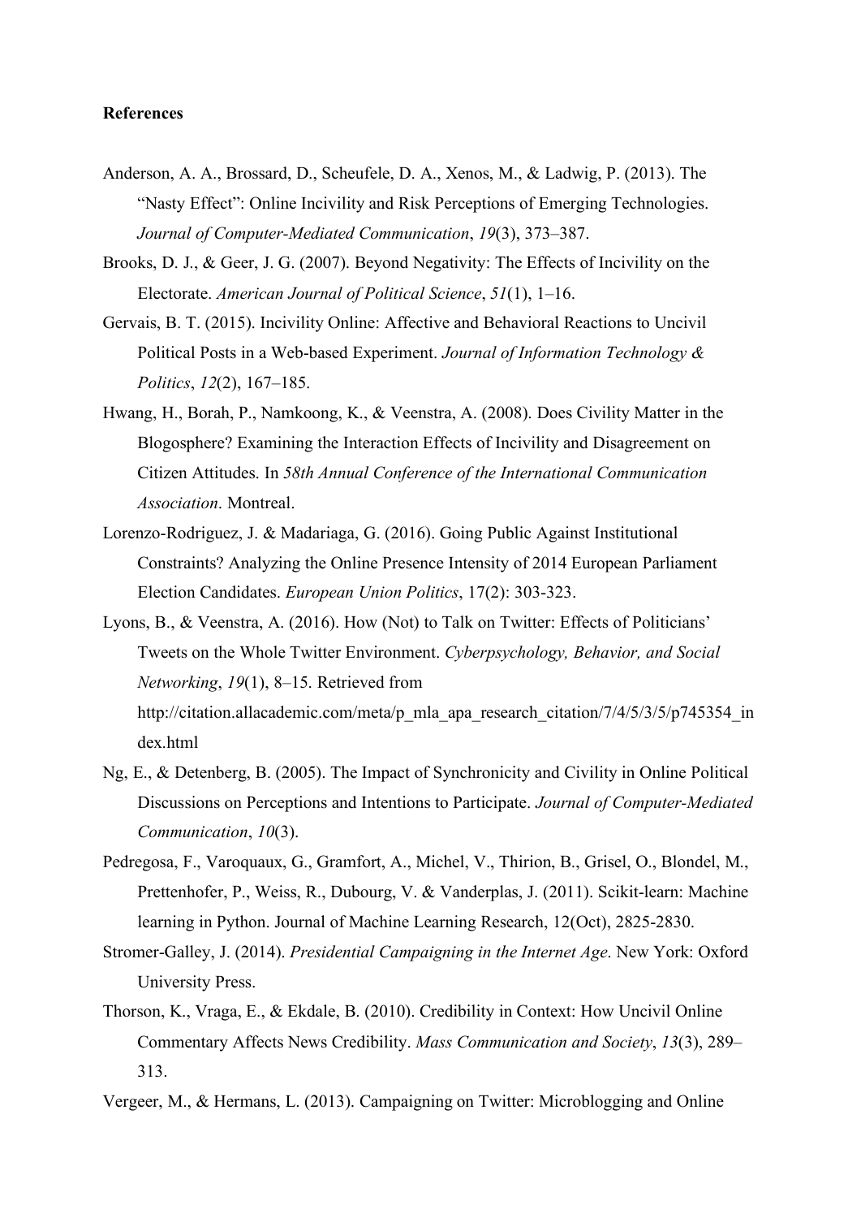**References**

Anderson, A. A., Brossard, D., Scheufele, D. A., Xenos, M., & Ladwig, P. (2013). The "Nasty Effect": Online Incivility and Risk Perceptions of Emerging Technologies. *Journal of Computer-Mediated Communication*, *19*(3), 373–387.

Brooks, D. J., & Geer, J. G. (2007). Beyond Negativity: The Effects of Incivility on the Electorate. *American Journal of Political Science*, *51*(1), 1–16.

Gervais, B. T. (2015). Incivility Online: Affective and Behavioral Reactions to Uncivil Political Posts in a Web-based Experiment. *Journal of Information Technology & Politics*, *12*(2), 167–185.

Hwang, H., Borah, P., Namkoong, K., & Veenstra, A. (2008). Does Civility Matter in the Blogosphere? Examining the Interaction Effects of Incivility and Disagreement on Citizen Attitudes. In *58th Annual Conference of the International Communication Association*. Montreal.

Lorenzo-Rodriguez, J. & Madariaga, G. (2016). Going Public Against Institutional Constraints? Analyzing the Online Presence Intensity of 2014 European Parliament Election Candidates. *European Union Politics*, 17(2): 303-323.

Lyons, B., & Veenstra, A. (2016). How (Not) to Talk on Twitter: Effects of Politicians' Tweets on the Whole Twitter Environment. *Cyberpsychology, Behavior, and Social Networking*, *19*(1), 8–15. Retrieved from http://citation.allacademic.com/meta/p_mla_apa_research_citation/7/4/5/3/5/p745354_index.html

Ng, E., & Detenberg, B. (2005). The Impact of Synchronicity and Civility in Online Political Discussions on Perceptions and Intentions to Participate. *Journal of Computer-Mediated Communication*, *10*(3).

Pedregosa, F., Varoquaux, G., Gramfort, A., Michel, V., Thirion, B., Grisel, O., Blondel, M., Prettenhofer, P., Weiss, R., Dubourg, V. & Vanderplas, J. (2011). Scikit-learn: Machine learning in Python. Journal of Machine Learning Research, 12(Oct), 2825-2830.

Stromer-Galley, J. (2014). *Presidential Campaigning in the Internet Age*. New York: Oxford University Press.

Thorson, K., Vraga, E., & Ekdale, B. (2010). Credibility in Context: How Uncivil Online Commentary Affects News Credibility. *Mass Communication and Society*, *13*(3), 289–313.

Vergeer, M., & Hermans, L. (2013). Campaigning on Twitter: Microblogging and Online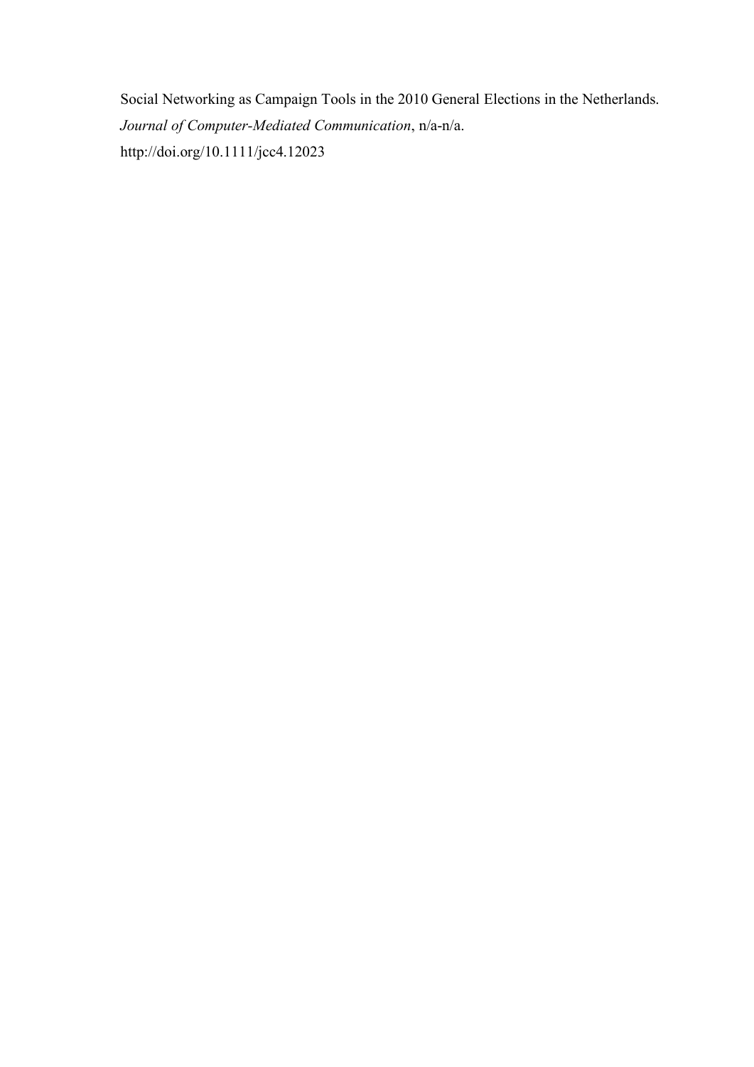Social Networking as Campaign Tools in the 2010 General Elections in the Netherlands. *Journal of Computer-Mediated Communication*, n/a-n/a. http://doi.org/10.1111/jcc4.12023